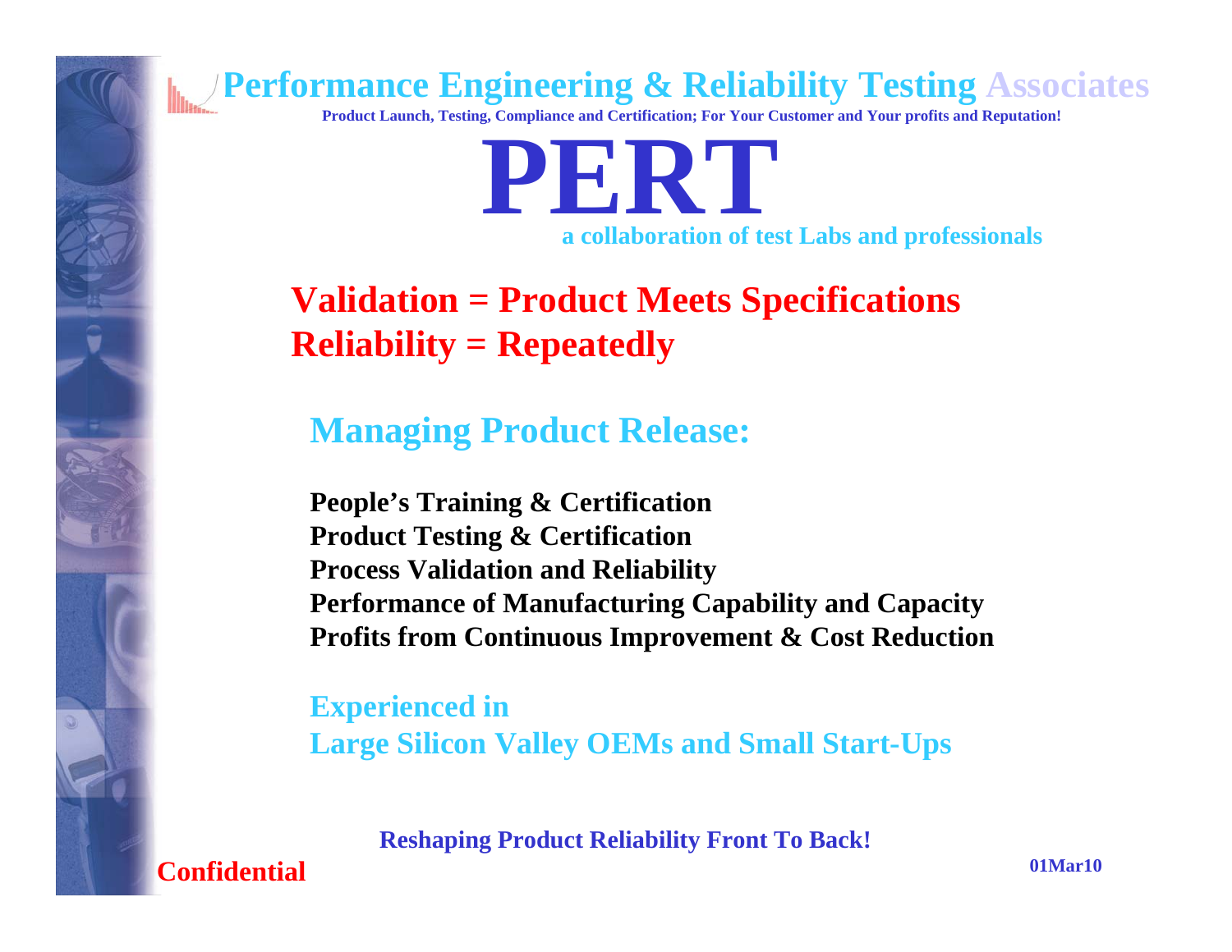# Performance Engineering & Reliability Testing Associates

**Product Launch, Testing, Compliance and Certification; For Your Customer and Your profits and Reputation!**

# PERT

**a collaboration of test Labs and professionals**

**Validation = Product Meets Specifications**
**Reliability = Repeatedly**

## Managing Product Release:

**People's Training & Certification**
**Product Testing & Certification**
**Process Validation and Reliability**
**Performance of Manufacturing Capability and Capacity**
**Profits from Continuous Improvement & Cost Reduction**

**Experienced in**
**Large Silicon Valley OEMs and Small Start-Ups**

**Reshaping Product Reliability Front To Back!**

**Confidential**

**01Mar10**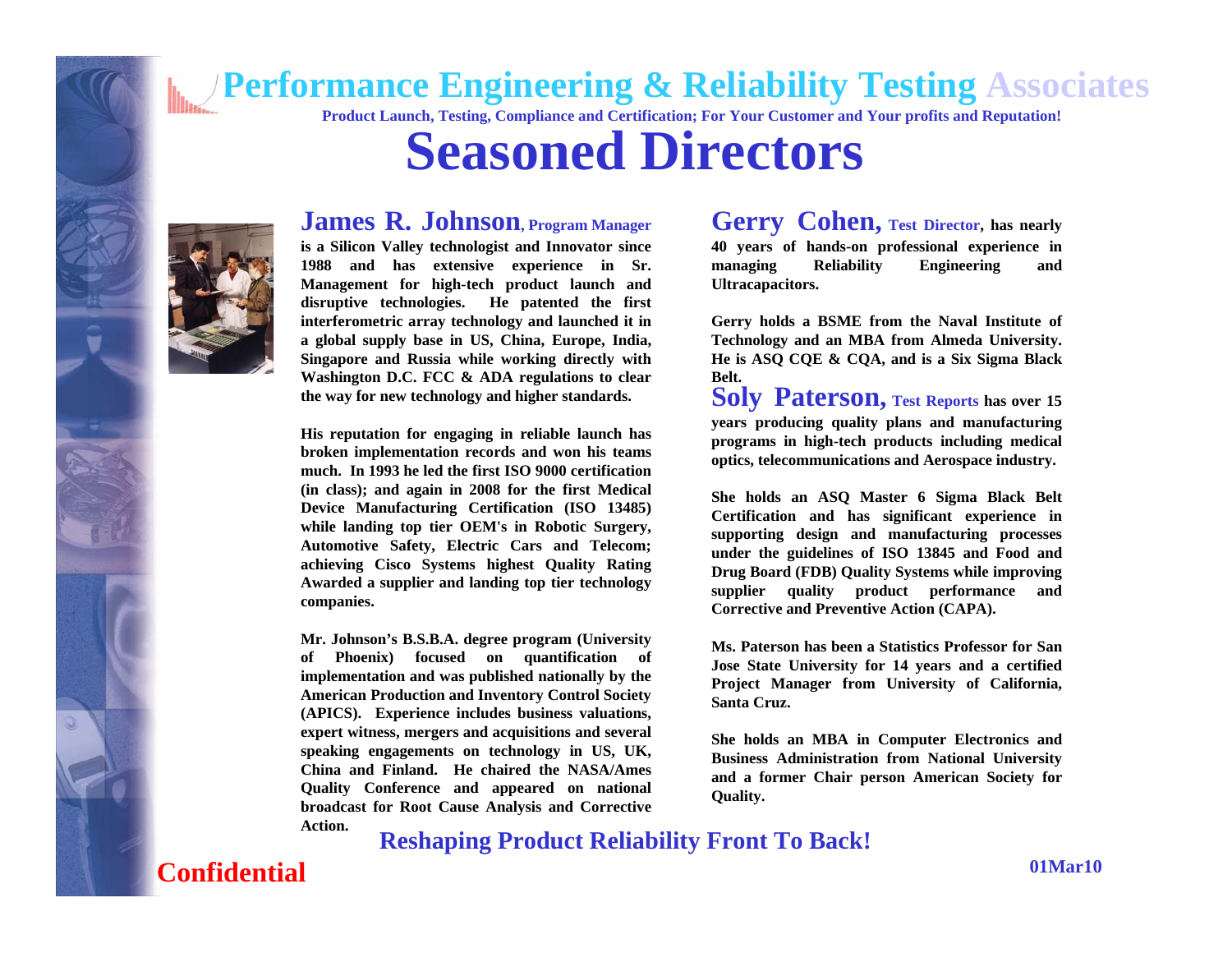# Performance Engineering & Reliability Testing Associates

**Product Launch, Testing, Compliance and Certification; For Your Customer and Your profits and Reputation!**

# Seasoned Directors

## James R. Johnson, Program Manager

**is a Silicon Valley technologist and Innovator since 1988 and has extensive experience in Sr. Management for high-tech product launch and disruptive technologies. He patented the first interferometric array technology and launched it in a global supply base in US, China, Europe, India, Singapore and Russia while working directly with Washington D.C. FCC & ADA regulations to clear the way for new technology and higher standards.**

**His reputation for engaging in reliable launch has broken implementation records and won his teams much. In 1993 he led the first ISO 9000 certification (in class); and again in 2008 for the first Medical Device Manufacturing Certification (ISO 13485) while landing top tier OEM's in Robotic Surgery, Automotive Safety, Electric Cars and Telecom; achieving Cisco Systems highest Quality Rating Awarded a supplier and landing top tier technology companies.**

**Mr. Johnson's B.S.B.A. degree program (University of Phoenix) focused on quantification of implementation and was published nationally by the American Production and Inventory Control Society (APICS). Experience includes business valuations, expert witness, mergers and acquisitions and several speaking engagements on technology in US, UK, China and Finland. He chaired the NASA/Ames Quality Conference and appeared on national broadcast for Root Cause Analysis and Corrective Action.**

## Gerry Cohen, Test Director, has nearly

**40 years of hands-on professional experience in managing Reliability Engineering and Ultracapacitors.**

**Gerry holds a BSME from the Naval Institute of Technology and an MBA from Almeda University. He is ASQ CQE & CQA, and is a Six Sigma Black Belt.**

## Soly Paterson, Test Reports has over 15

**years producing quality plans and manufacturing programs in high-tech products including medical optics, telecommunications and Aerospace industry.**

**She holds an ASQ Master 6 Sigma Black Belt Certification and has significant experience in supporting design and manufacturing processes under the guidelines of ISO 13845 and Food and Drug Board (FDB) Quality Systems while improving supplier quality product performance and Corrective and Preventive Action (CAPA).**

**Ms. Paterson has been a Statistics Professor for San Jose State University for 14 years and a certified Project Manager from University of California, Santa Cruz.**

**She holds an MBA in Computer Electronics and Business Administration from National University and a former Chair person American Society for Quality.**

**Reshaping Product Reliability Front To Back!**

**Confidential**

**01Mar10**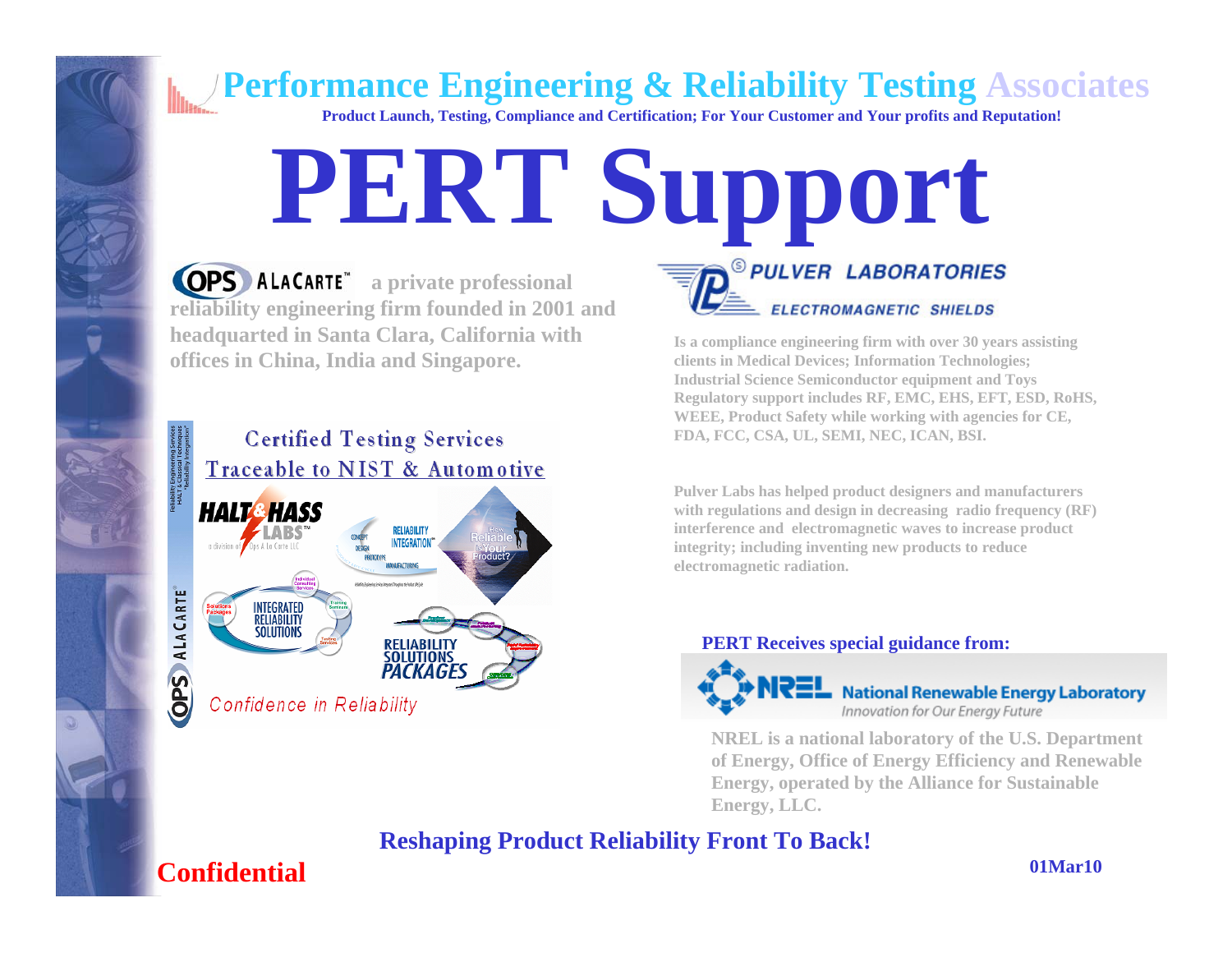# Performance Engineering & Reliability Testing Associates

**Product Launch, Testing, Compliance and Certification; For Your Customer and Your profits and Reputation!**

# PERT Support

**OPS ALACARTE™ a private professional reliability engineering firm founded in 2001 and headquartered in Santa Clara, California with offices in China, India and Singapore.**

Certified Testing Services
Traceable to NIST & Automotive

Confidence in Reliability

**PULVER LABORATORIES**
**ELECTROMAGNETIC SHIELDS**

**Is a compliance engineering firm with over 30 years assisting clients in Medical Devices; Information Technologies; Industrial Science Semiconductor equipment and Toys Regulatory support includes RF, EMC, EHS, EFT, ESD, RoHS, WEEE, Product Safety while working with agencies for CE, FDA, FCC, CSA, UL, SEMI, NEC, ICAN, BSI.**

**Pulver Labs has helped product designers and manufacturers with regulations and design in decreasing radio frequency (RF) interference and electromagnetic waves to increase product integrity; including inventing new products to reduce electromagnetic radiation.**

**PERT Receives special guidance from:**

**NREL National Renewable Energy Laboratory**
*Innovation for Our Energy Future*

**NREL is a national laboratory of the U.S. Department of Energy, Office of Energy Efficiency and Renewable Energy, operated by the Alliance for Sustainable Energy, LLC.**

**Reshaping Product Reliability Front To Back!**

**Confidential**

**01Mar10**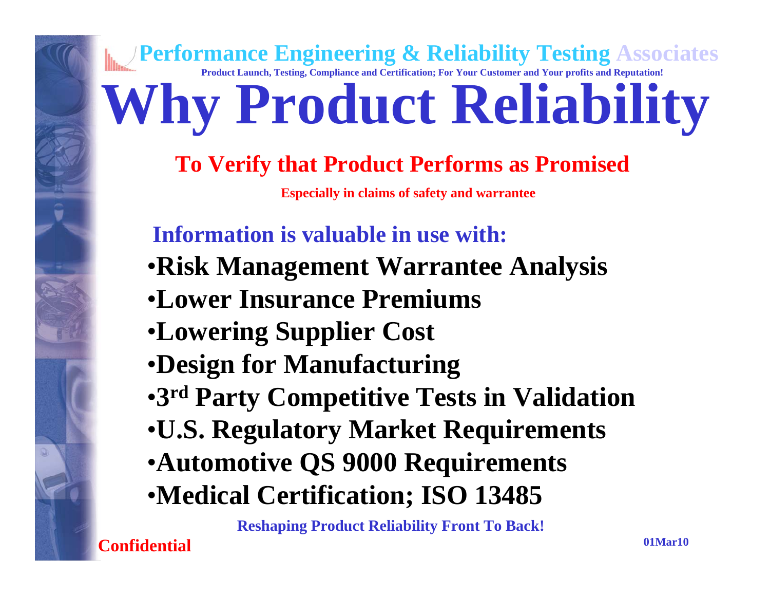# Why Product Reliability

## To Verify that Product Performs as Promised

**Especially in claims of safety and warrantee**

### Information is valuable in use with:

- **Risk Management Warrantee Analysis**
- **Lower Insurance Premiums**
- **Lowering Supplier Cost**
- **Design for Manufacturing**
- **3rd Party Competitive Tests in Validation**
- **U.S. Regulatory Market Requirements**
- **Automotive QS 9000 Requirements**
- **Medical Certification; ISO 13485**

**Reshaping Product Reliability Front To Back!**

**Confidential**

**01Mar10**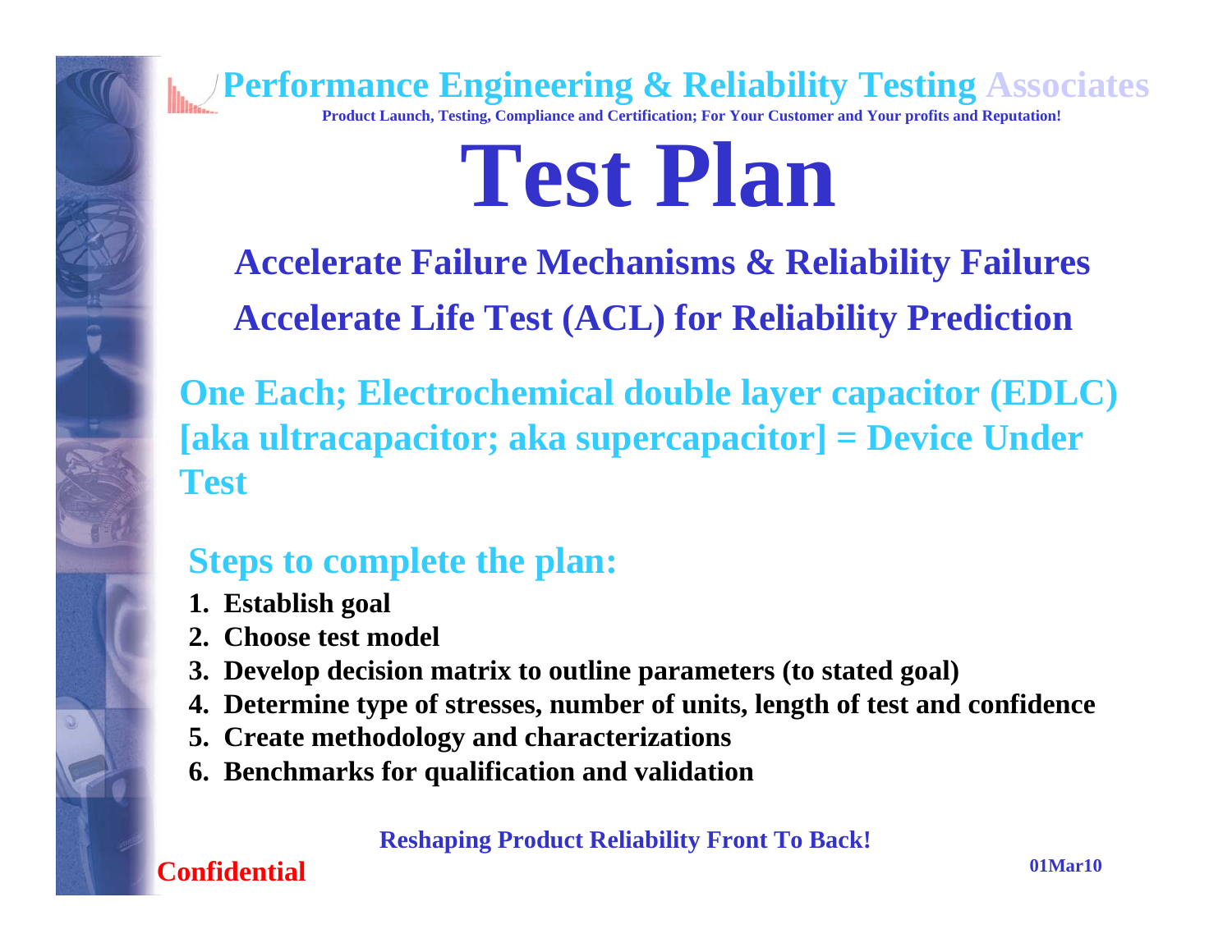# Test Plan

**Accelerate Failure Mechanisms & Reliability Failures**

**Accelerate Life Test (ACL) for Reliability Prediction**

**One Each; Electrochemical double layer capacitor (EDLC) [aka ultracapacitor; aka supercapacitor] = Device Under Test**

## Steps to complete the plan:

1. **Establish goal**
2. **Choose test model**
3. **Develop decision matrix to outline parameters (to stated goal)**
4. **Determine type of stresses, number of units, length of test and confidence**
5. **Create methodology and characterizations**
6. **Benchmarks for qualification and validation**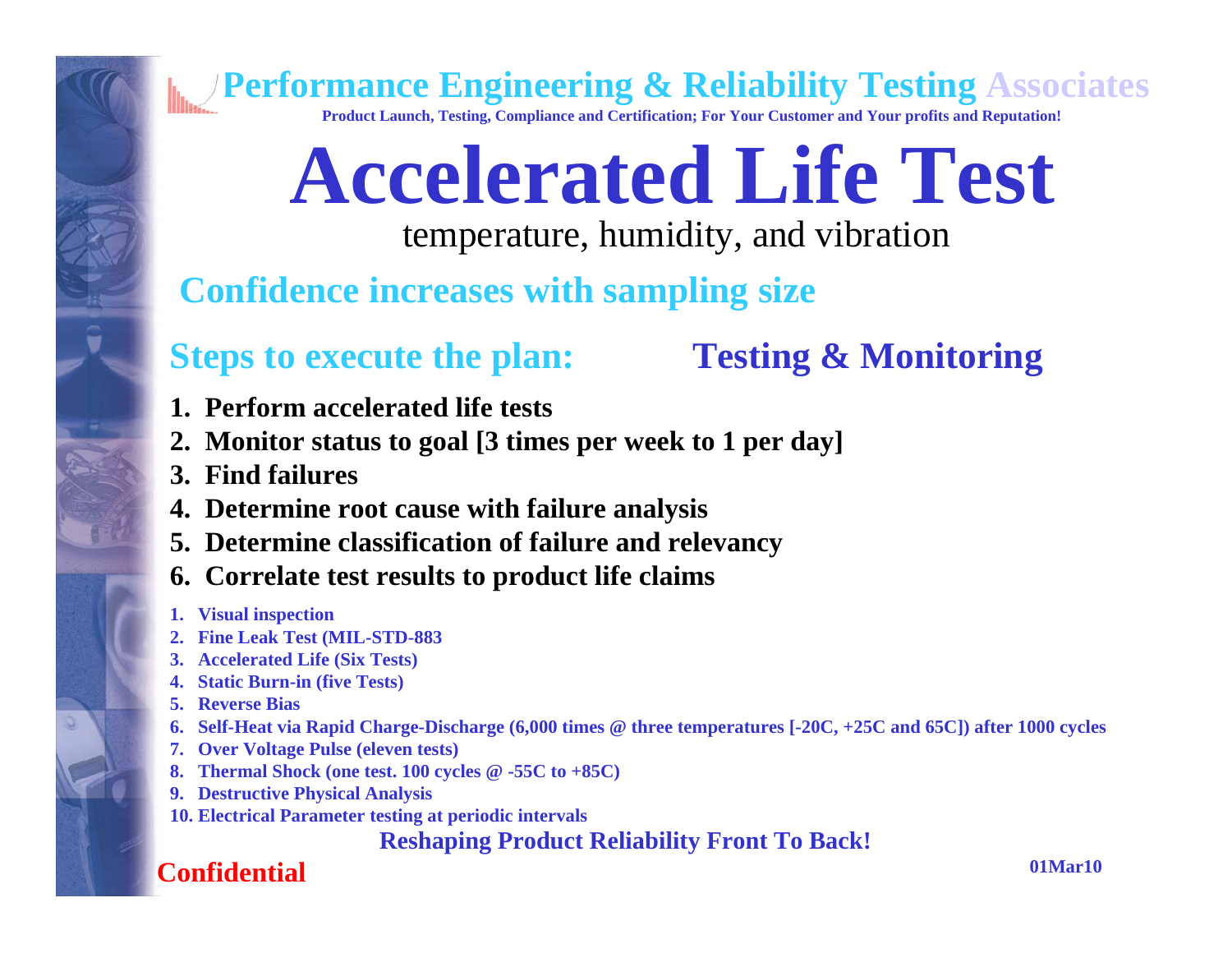Performance Engineering & Reliability Testing Associates

Product Launch, Testing, Compliance and Certification; For Your Customer and Your profits and Reputation!

# Accelerated Life Test

temperature, humidity, and vibration

## Confidence increases with sampling size

## Steps to execute the plan: Testing & Monitoring

1. **Perform accelerated life tests**
2. **Monitor status to goal [3 times per week to 1 per day]**
3. **Find failures**
4. **Determine root cause with failure analysis**
5. **Determine classification of failure and relevancy**
6. **Correlate test results to product life claims**

1. **Visual inspection**
2. **Fine Leak Test (MIL-STD-883**
3. **Accelerated Life (Six Tests)**
4. **Static Burn-in (five Tests)**
5. **Reverse Bias**
6. **Self-Heat via Rapid Charge-Discharge (6,000 times @ three temperatures [-20C, +25C and 65C]) after 1000 cycles**
7. **Over Voltage Pulse (eleven tests)**
8. **Thermal Shock (one test. 100 cycles @ -55C to +85C)**
9. **Destructive Physical Analysis**
10. **Electrical Parameter testing at periodic intervals**

**Reshaping Product Reliability Front To Back!**

**Confidential**

**01Mar10**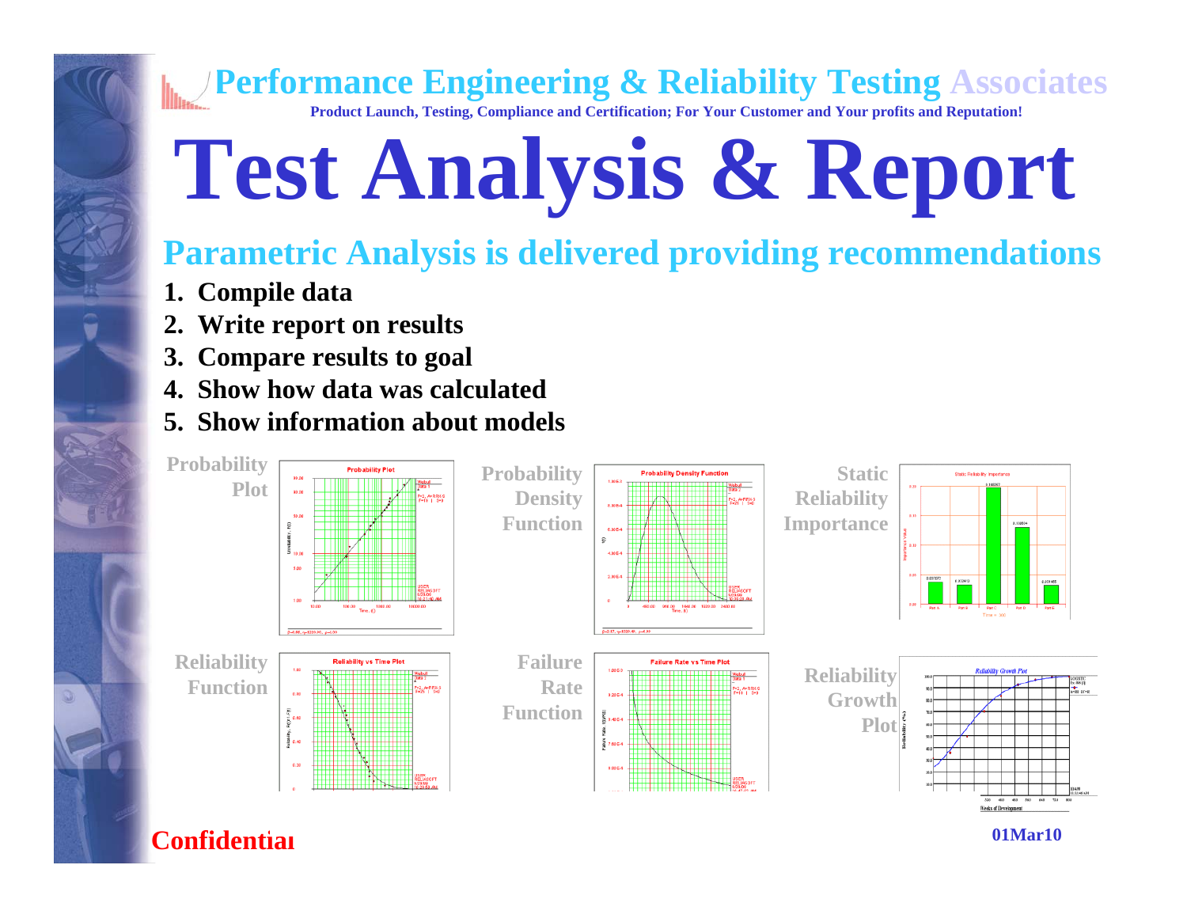# Performance Engineering & Reliability Testing Associates

**Product Launch, Testing, Compliance and Certification; For Your Customer and Your profits and Reputation!**

# Test Analysis & Report

## Parametric Analysis is delivered providing recommendations

1. **Compile data**
2. **Write report on results**
3. **Compare results to goal**
4. **Show how data was calculated**
5. **Show information about models**

Probability Plot

Probability Density Function

Static Reliability Importance

Reliability Function

Failure Rate Function

Reliability Growth Plot

**Confidential**

**01Mar10**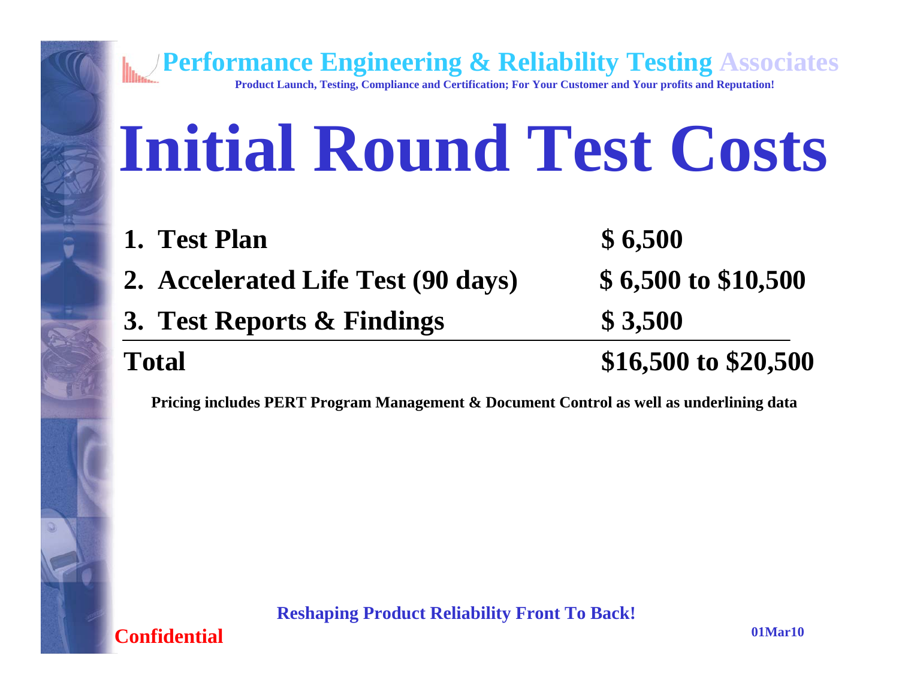# Initial Round Test Costs

| | |
|---|---|
| **1. Test Plan** | **$ 6,500** |
| **2. Accelerated Life Test (90 days)** | **$ 6,500 to $10,500** |
| **3. Test Reports & Findings** | **$ 3,500** |
| **Total** | **$16,500 to $20,500** |

**Pricing includes PERT Program Management & Document Control as well as underlining data**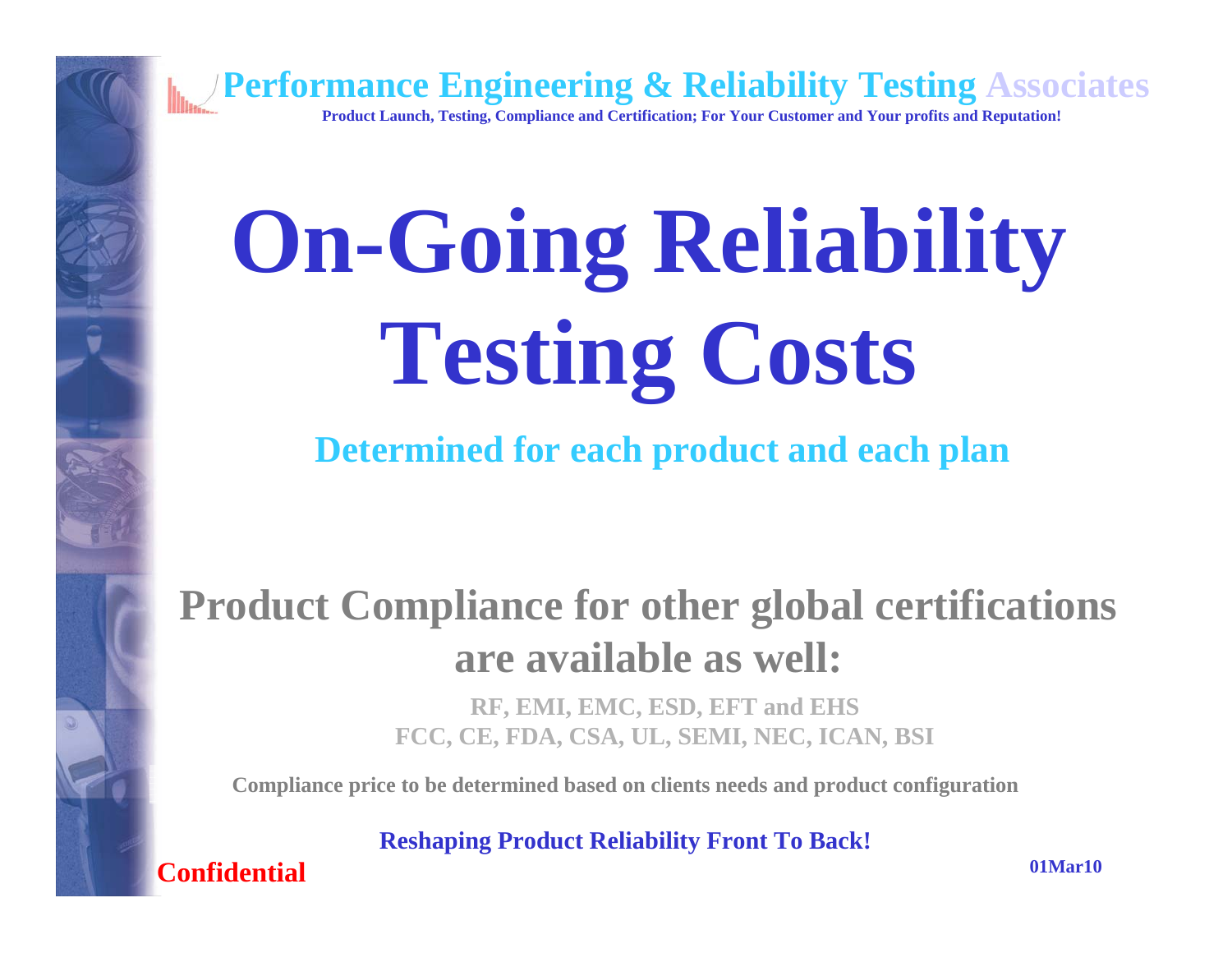# On-Going Reliability Testing Costs

**Determined for each product and each plan**

## Product Compliance for other global certifications are available as well:

**RF, EMI, EMC, ESD, EFT and EHS**
**FCC, CE, FDA, CSA, UL, SEMI, NEC, ICAN, BSI**

**Compliance price to be determined based on clients needs and product configuration**

**Reshaping Product Reliability Front To Back!**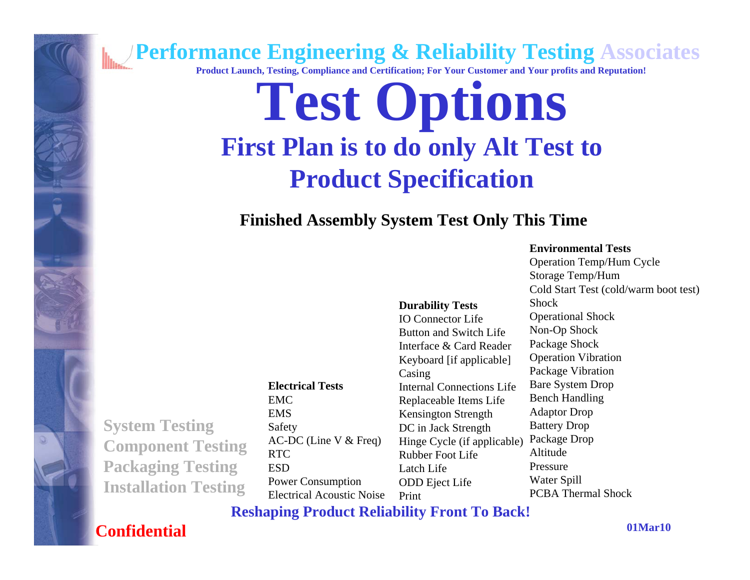**Performance Engineering & Reliability Testing Associates**

**Product Launch, Testing, Compliance and Certification; For Your Customer and Your profits and Reputation!**

# Test Options

## First Plan is to do only Alt Test to Product Specification

**Finished Assembly System Test Only This Time**

**Environmental Tests**
- Operation Temp/Hum Cycle
- Storage Temp/Hum
- Cold Start Test (cold/warm boot test)
- Shock
- Operational Shock
- Non-Op Shock
- Package Shock
- Operation Vibration
- Package Vibration
- Bare System Drop
- Bench Handling
- Adaptor Drop
- Battery Drop
- Package Drop
- Altitude
- Pressure
- Water Spill
- PCBA Thermal Shock

**Durability Tests**
- IO Connector Life
- Button and Switch Life
- Interface & Card Reader
- Keyboard [if applicable]
- Casing
- Internal Connections Life
- Replaceable Items Life
- Kensington Strength
- DC in Jack Strength
- Hinge Cycle (if applicable)
- Rubber Foot Life
- Latch Life
- ODD Eject Life
- Print

**Electrical Tests**
- EMC
- EMS
- Safety
- AC-DC (Line V & Freq)
- RTC
- ESD
- Power Consumption
- Electrical Acoustic Noise

**System Testing**
**Component Testing**
**Packaging Testing**
**Installation Testing**

**Reshaping Product Reliability Front To Back!**

**Confidential**

**01Mar10**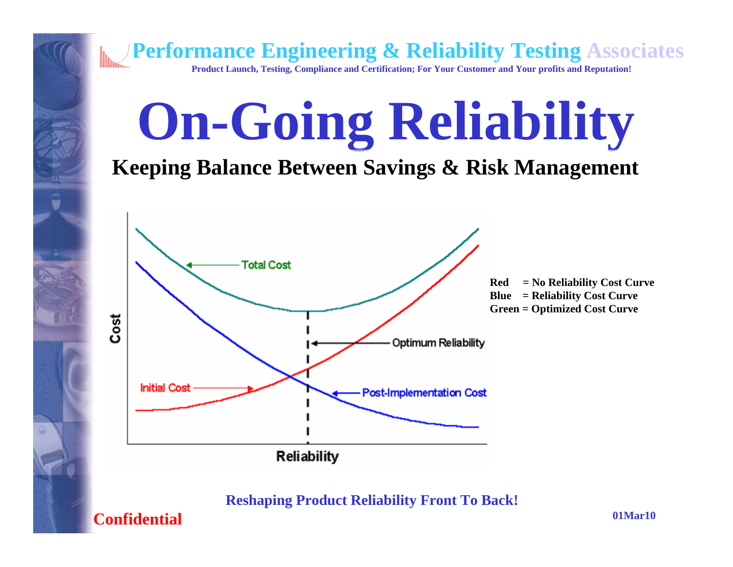# On-Going Reliability

## Keeping Balance Between Savings & Risk Management

**Red = No Reliability Cost Curve**
**Blue = Reliability Cost Curve**
**Green = Optimized Cost Curve**

**Reshaping Product Reliability Front To Back!**

**Confidential**

**01Mar10**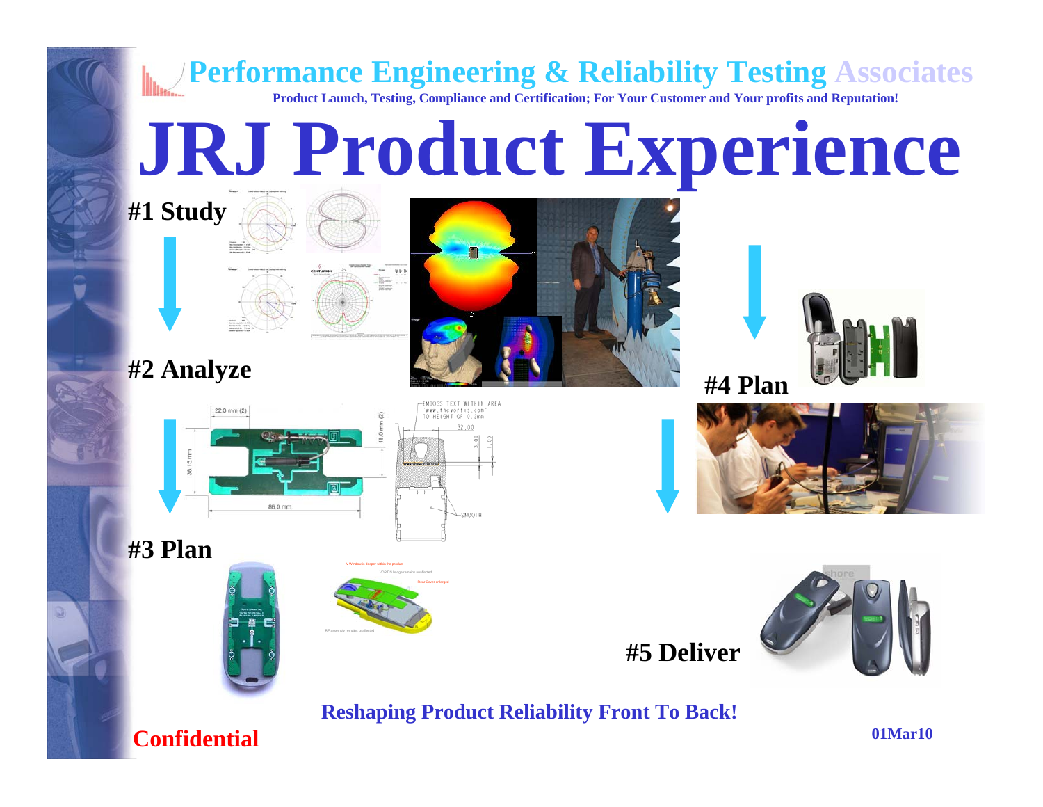Performance Engineering & Reliability Testing Associates

**Product Launch, Testing, Compliance and Certification; For Your Customer and Your profits and Reputation!**

# JRJ Product Experience

**#1 Study**

**#2 Analyze**

22.3 mm (2)

18.0 mm (2)

38.15 mm

86.0 mm

EMBOSS TEXT WITHIN AREA
www.thevortis.com
TO HEIGHT OF 0.2mm

32.00

3.00

1.00

SMOOTH

**#3 Plan**

**#4 Plan**

**#5 Deliver**

**Reshaping Product Reliability Front To Back!**

**Confidential**

**01Mar10**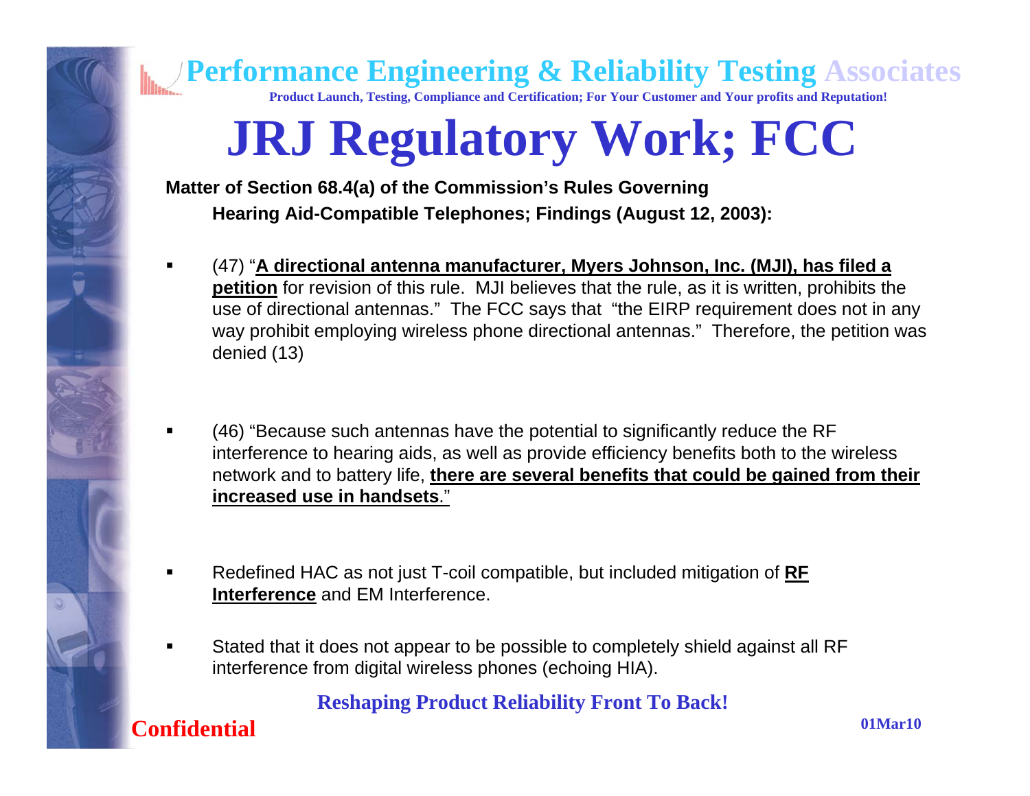# JRJ Regulatory Work; FCC

**Matter of Section 68.4(a) of the Commission's Rules Governing**

**Hearing Aid-Compatible Telephones; Findings (August 12, 2003):**

- (47) "**A directional antenna manufacturer, Myers Johnson, Inc. (MJI), has filed a petition** for revision of this rule. MJI believes that the rule, as it is written, prohibits the use of directional antennas." The FCC says that "the EIRP requirement does not in any way prohibit employing wireless phone directional antennas." Therefore, the petition was denied (13)

- (46) "Because such antennas have the potential to significantly reduce the RF interference to hearing aids, as well as provide efficiency benefits both to the wireless network and to battery life, **there are several benefits that could be gained from their increased use in handsets**."

- Redefined HAC as not just T-coil compatible, but included mitigation of **RF Interference** and EM Interference.

- Stated that it does not appear to be possible to completely shield against all RF interference from digital wireless phones (echoing HIA).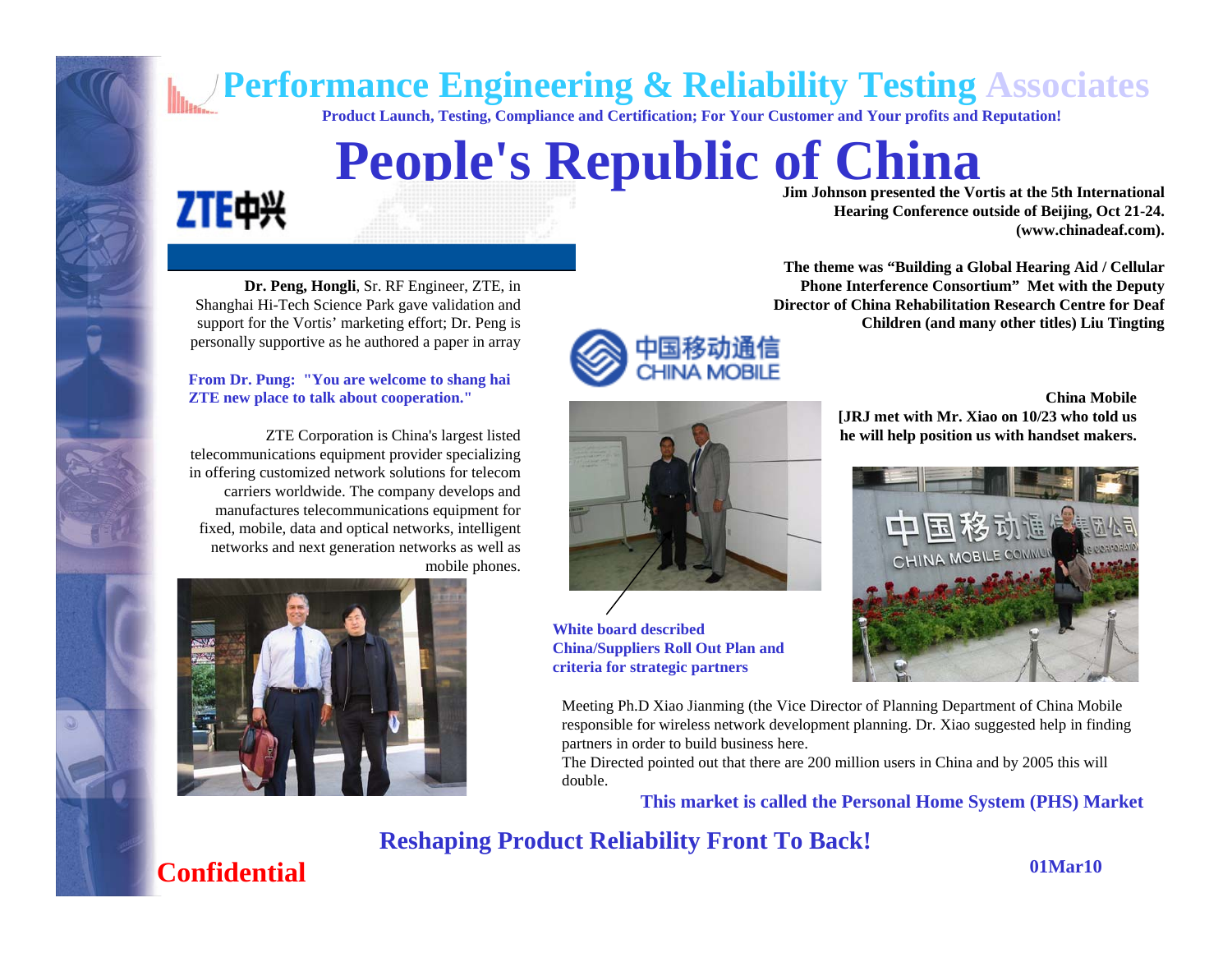# People's Republic of China

**Jim Johnson presented the Vortis at the 5th International Hearing Conference outside of Beijing, Oct 21-24. (www.chinadeaf.com).**

**The theme was "Building a Global Hearing Aid / Cellular Phone Interference Consortium" Met with the Deputy Director of China Rehabilitation Research Centre for Deaf Children (and many other titles) Liu Tingting**

**Dr. Peng, Hongli**, Sr. RF Engineer, ZTE, in Shanghai Hi-Tech Science Park gave validation and support for the Vortis' marketing effort; Dr. Peng is personally supportive as he authored a paper in array

**From Dr. Pung: "You are welcome to shang hai ZTE new place to talk about cooperation."**

ZTE Corporation is China's largest listed telecommunications equipment provider specializing in offering customized network solutions for telecom carriers worldwide. The company develops and manufactures telecommunications equipment for fixed, mobile, data and optical networks, intelligent networks and next generation networks as well as mobile phones.

**China Mobile**
**[JRJ met with Mr. Xiao on 10/23 who told us he will help position us with handset makers.**

**White board described China/Suppliers Roll Out Plan and criteria for strategic partners**

Meeting Ph.D Xiao Jianming (the Vice Director of Planning Department of China Mobile responsible for wireless network development planning. Dr. Xiao suggested help in finding partners in order to build business here.
The Directed pointed out that there are 200 million users in China and by 2005 this will double.

**This market is called the Personal Home System (PHS) Market**

**Reshaping Product Reliability Front To Back!**

**Confidential**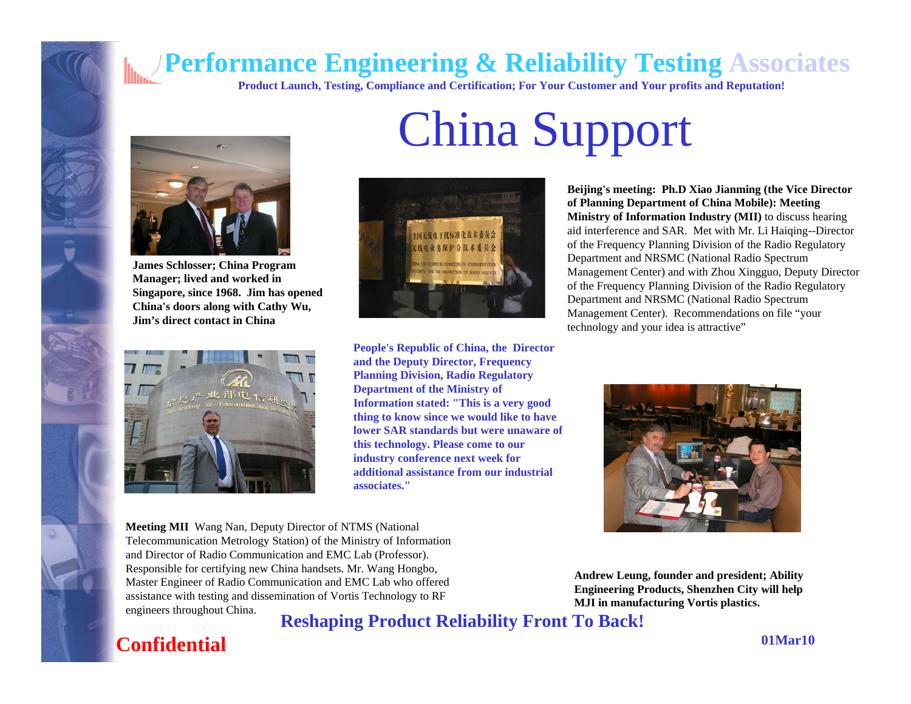# Performance Engineering & Reliability Testing Associates

**Product Launch, Testing, Compliance and Certification; For Your Customer and Your profits and Reputation!**

# China Support

**James Schlosser; China Program Manager; lived and worked in Singapore, since 1968. Jim has opened China's doors along with Cathy Wu, Jim's direct contact in China**

**Beijing's meeting: Ph.D Xiao Jianming (the Vice Director of Planning Department of China Mobile): Meeting Ministry of Information Industry (MII)** to discuss hearing aid interference and SAR. Met with Mr. Li Haiqing--Director of the Frequency Planning Division of the Radio Regulatory Department and NRSMC (National Radio Spectrum Management Center) and with Zhou Xingguo, Deputy Director of the Frequency Planning Division of the Radio Regulatory Department and NRSMC (National Radio Spectrum Management Center). Recommendations on file "your technology and your idea is attractive"

**People's Republic of China, the Director and the Deputy Director, Frequency Planning Division, Radio Regulatory Department of the Ministry of Information stated: "This is a very good thing to know since we would like to have lower SAR standards but were unaware of this technology. Please come to our industry conference next week for additional assistance from our industrial associates."**

**Meeting MII** Wang Nan, Deputy Director of NTMS (National Telecommunication Metrology Station) of the Ministry of Information and Director of Radio Communication and EMC Lab (Professor). Responsible for certifying new China handsets. Mr. Wang Hongbo, Master Engineer of Radio Communication and EMC Lab who offered assistance with testing and dissemination of Vortis Technology to RF engineers throughout China.

**Andrew Leung, founder and president; Ability Engineering Products, Shenzhen City will help MJI in manufacturing Vortis plastics.**

**Reshaping Product Reliability Front To Back!**

**Confidential**

**01Mar10**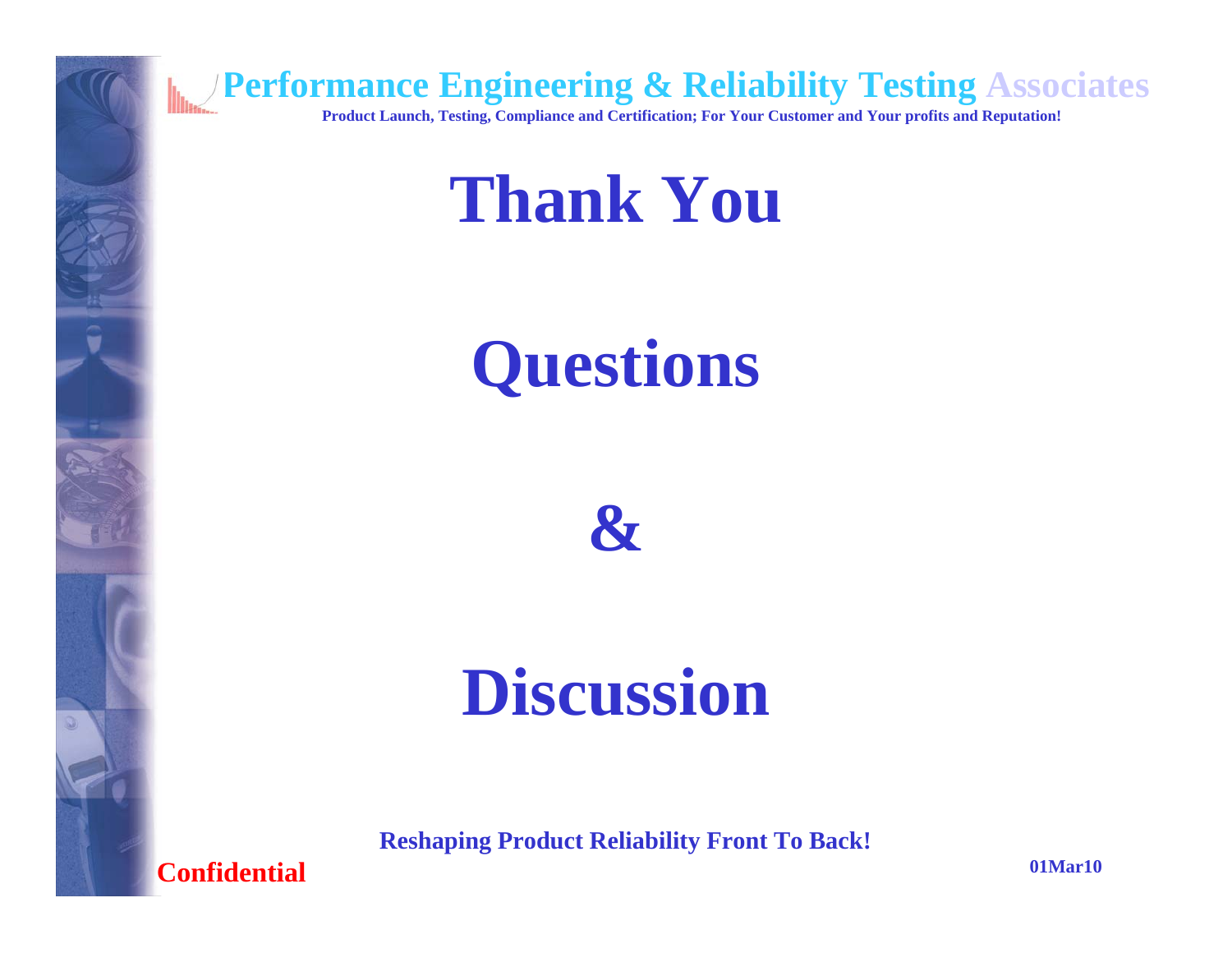# Thank You

# Questions

# &

# Discussion

**Reshaping Product Reliability Front To Back!**

**Confidential**

**01Mar10**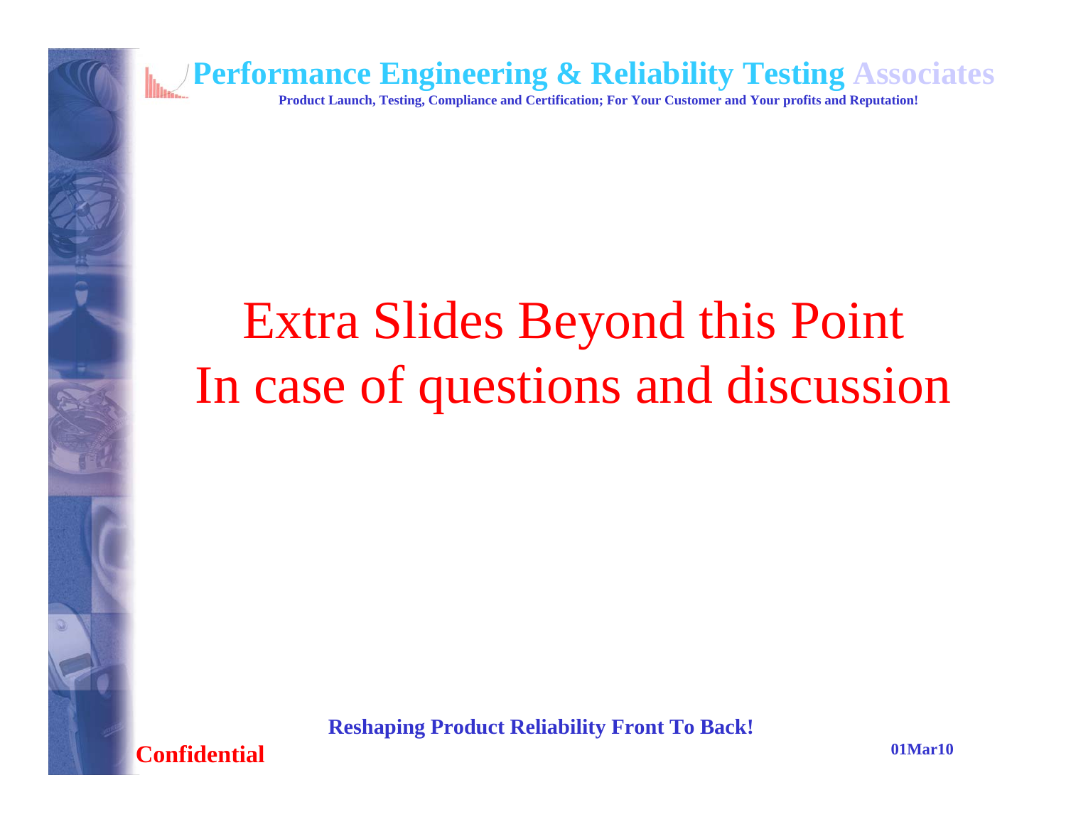# Extra Slides Beyond this Point
# In case of questions and discussion